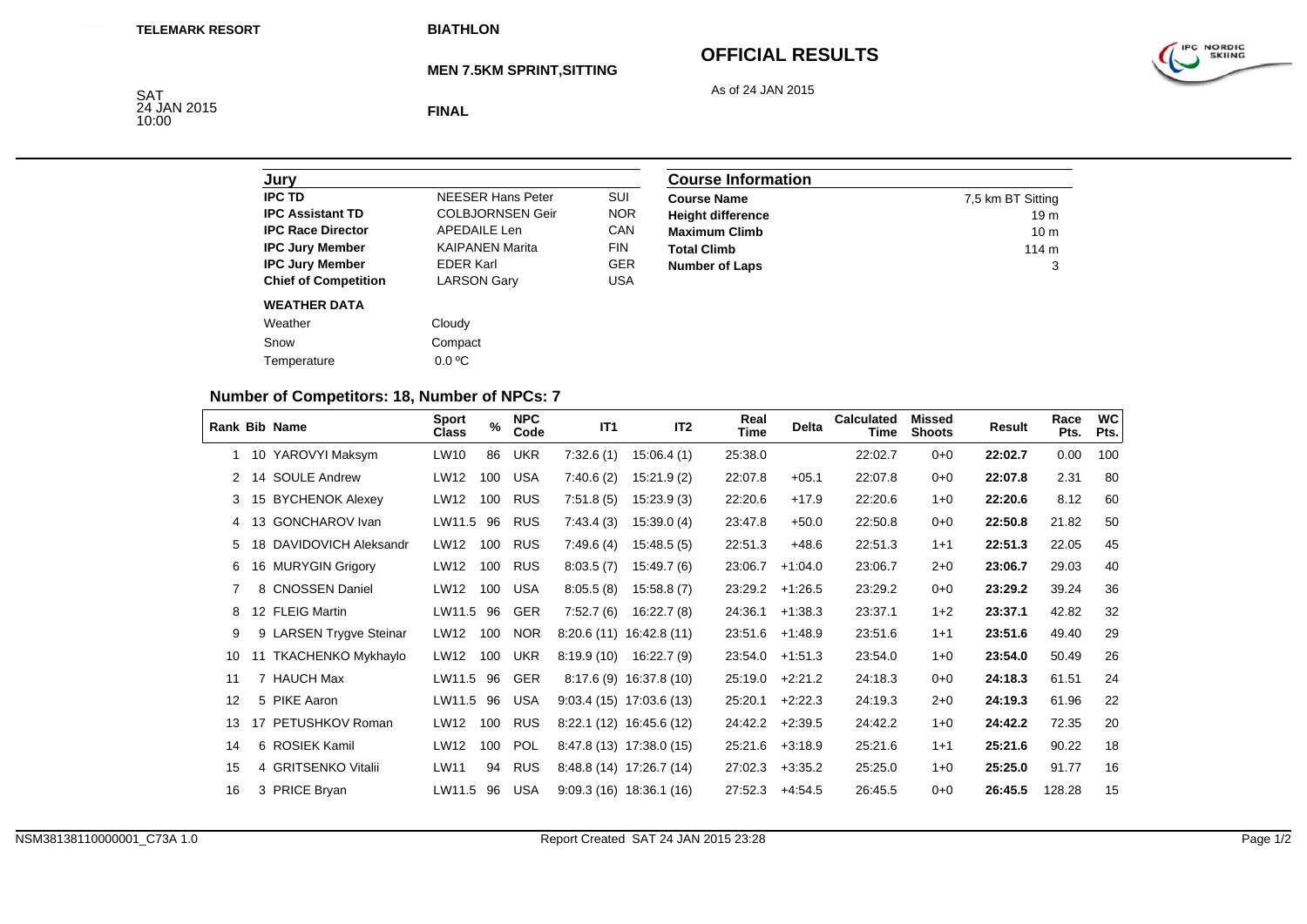TELEMARK RESORT

BIATHLON

# OFFICIAL RESULTS

## MEN 7.5KM SPRINT,SITTING

As of 24 JAN 2015

SAT
24 JAN 2015
10:00

**FINAL**

| Jury | | |
|---|---|---|
| **IPC TD** | NEESER Hans Peter | SUI |
| **IPC Assistant TD** | COLBJORNSEN Geir | NOR |
| **IPC Race Director** | APEDAILE Len | CAN |
| **IPC Jury Member** | KAIPANEN Marita | FIN |
| **IPC Jury Member** | EDER Karl | GER |
| **Chief of Competition** | LARSON Gary | USA |

**WEATHER DATA**

| | |
|---|---|
| Weather | Cloudy |
| Snow | Compact |
| Temperature | 0.0 ºC |

| Course Information | |
|---|---|
| **Course Name** | 7,5 km BT Sitting |
| **Height difference** | 19 m |
| **Maximum Climb** | 10 m |
| **Total Climb** | 114 m |
| **Number of Laps** | 3 |

### Number of Competitors: 18, Number of NPCs: 7

| Rank | Bib | Name | Sport Class | % | NPC Code | IT1 | IT2 | Real Time | Delta | Calculated Time | Missed Shoots | Result | Race Pts. | WC Pts. |
|---|---|---|---|---|---|---|---|---|---|---|---|---|---|---|
| 1 | 10 | YAROVYI Maksym | LW10 | 86 | UKR | 7:32.6 (1) | 15:06.4 (1) | 25:38.0 | | 22:02.7 | 0+0 | **22:02.7** | 0.00 | 100 |
| 2 | 14 | SOULE Andrew | LW12 | 100 | USA | 7:40.6 (2) | 15:21.9 (2) | 22:07.8 | +05.1 | 22:07.8 | 0+0 | **22:07.8** | 2.31 | 80 |
| 3 | 15 | BYCHENOK Alexey | LW12 | 100 | RUS | 7:51.8 (5) | 15:23.9 (3) | 22:20.6 | +17.9 | 22:20.6 | 1+0 | **22:20.6** | 8.12 | 60 |
| 4 | 13 | GONCHAROV Ivan | LW11.5 | 96 | RUS | 7:43.4 (3) | 15:39.0 (4) | 23:47.8 | +50.0 | 22:50.8 | 0+0 | **22:50.8** | 21.82 | 50 |
| 5 | 18 | DAVIDOVICH Aleksandr | LW12 | 100 | RUS | 7:49.6 (4) | 15:48.5 (5) | 22:51.3 | +48.6 | 22:51.3 | 1+1 | **22:51.3** | 22.05 | 45 |
| 6 | 16 | MURYGIN Grigory | LW12 | 100 | RUS | 8:03.5 (7) | 15:49.7 (6) | 23:06.7 | +1:04.0 | 23:06.7 | 2+0 | **23:06.7** | 29.03 | 40 |
| 7 | 8 | CNOSSEN Daniel | LW12 | 100 | USA | 8:05.5 (8) | 15:58.8 (7) | 23:29.2 | +1:26.5 | 23:29.2 | 0+0 | **23:29.2** | 39.24 | 36 |
| 8 | 12 | FLEIG Martin | LW11.5 | 96 | GER | 7:52.7 (6) | 16:22.7 (8) | 24:36.1 | +1:38.3 | 23:37.1 | 1+2 | **23:37.1** | 42.82 | 32 |
| 9 | 9 | LARSEN Trygve Steinar | LW12 | 100 | NOR | 8:20.6 (11) | 16:42.8 (11) | 23:51.6 | +1:48.9 | 23:51.6 | 1+1 | **23:51.6** | 49.40 | 29 |
| 10 | 11 | TKACHENKO Mykhaylo | LW12 | 100 | UKR | 8:19.9 (10) | 16:22.7 (9) | 23:54.0 | +1:51.3 | 23:54.0 | 1+0 | **23:54.0** | 50.49 | 26 |
| 11 | 7 | HAUCH Max | LW11.5 | 96 | GER | 8:17.6 (9) | 16:37.8 (10) | 25:19.0 | +2:21.2 | 24:18.3 | 0+0 | **24:18.3** | 61.51 | 24 |
| 12 | 5 | PIKE Aaron | LW11.5 | 96 | USA | 9:03.4 (15) | 17:03.6 (13) | 25:20.1 | +2:22.3 | 24:19.3 | 2+0 | **24:19.3** | 61.96 | 22 |
| 13 | 17 | PETUSHKOV Roman | LW12 | 100 | RUS | 8:22.1 (12) | 16:45.6 (12) | 24:42.2 | +2:39.5 | 24:42.2 | 1+0 | **24:42.2** | 72.35 | 20 |
| 14 | 6 | ROSIEK Kamil | LW12 | 100 | POL | 8:47.8 (13) | 17:38.0 (15) | 25:21.6 | +3:18.9 | 25:21.6 | 1+1 | **25:21.6** | 90.22 | 18 |
| 15 | 4 | GRITSENKO Vitalii | LW11 | 94 | RUS | 8:48.8 (14) | 17:26.7 (14) | 27:02.3 | +3:35.2 | 25:25.0 | 1+0 | **25:25.0** | 91.77 | 16 |
| 16 | 3 | PRICE Bryan | LW11.5 | 96 | USA | 9:09.3 (16) | 18:36.1 (16) | 27:52.3 | +4:54.5 | 26:45.5 | 0+0 | **26:45.5** | 128.28 | 15 |

NSM38138110000001_C73A 1.0 Report Created SAT 24 JAN 2015 23:28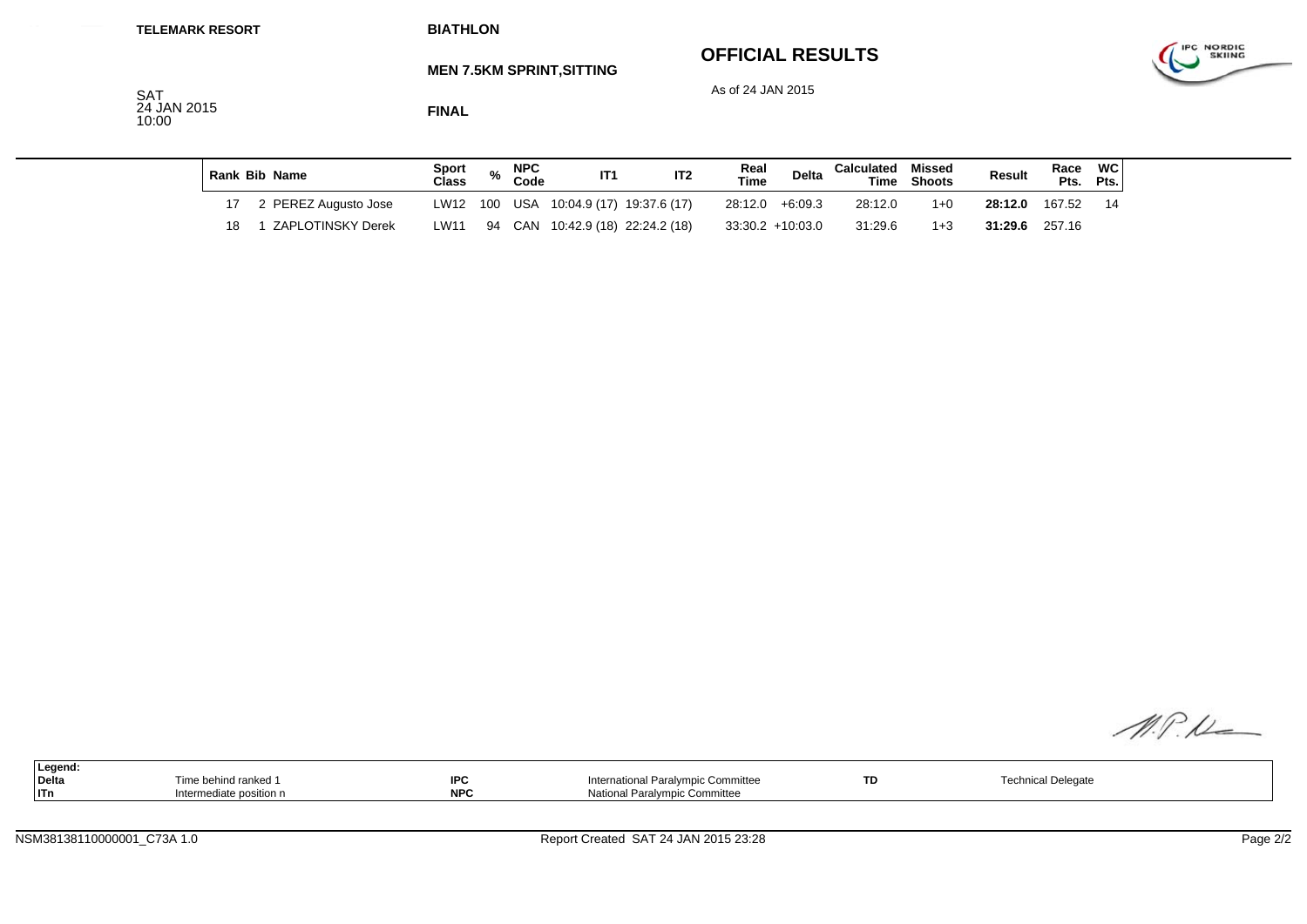TELEMARK RESORT

BIATHLON

MEN 7.5KM SPRINT,SITTING

# OFFICIAL RESULTS

As of 24 JAN 2015

SAT
24 JAN 2015
10:00

FINAL

| Rank | Bib | Name | Sport Class | % | NPC Code | IT1 | IT2 | Real Time | Delta | Calculated Time | Missed Shoots | Result | Race Pts. | WC Pts. |
|---|---|---|---|---|---|---|---|---|---|---|---|---|---|---|
| 17 | 2 | PEREZ Augusto Jose | LW12 | 100 | USA | 10:04.9 (17) | 19:37.6 (17) | 28:12.0 | +6:09.3 | 28:12.0 | 1+0 | **28:12.0** | 167.52 | 14 |
| 18 | 1 | ZAPLOTINSKY Derek | LW11 | 94 | CAN | 10:42.9 (18) | 22:24.2 (18) | 33:30.2 | +10:03.0 | 31:29.6 | 1+3 | **31:29.6** | 257.16 | |

| Legend: | | | | | |
|---|---|---|---|---|---|
| Delta | Time behind ranked 1 | IPC | International Paralympic Committee | TD | Technical Delegate |
| ITn | Intermediate position n | NPC | National Paralympic Committee | | |

NSM38138110000001_C73A 1.0

Report Created SAT 24 JAN 2015 23:28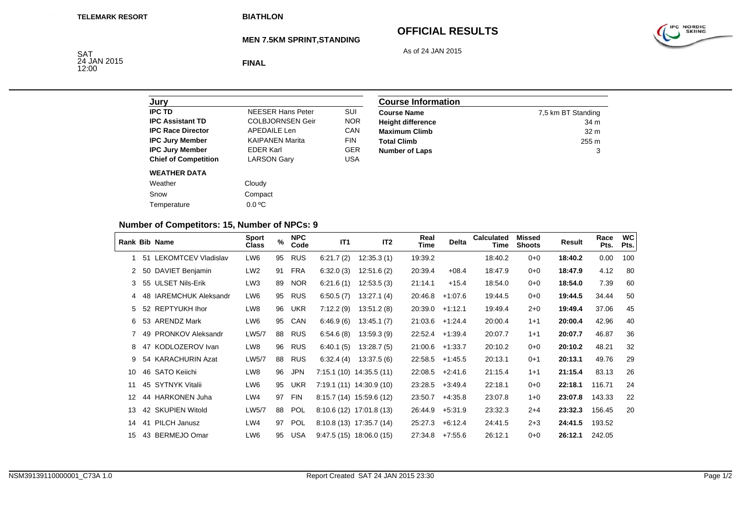TELEMARK RESORT

BIATHLON

# OFFICIAL RESULTS

## MEN 7.5KM SPRINT,STANDING

As of 24 JAN 2015

SAT
24 JAN 2015
12:00

**FINAL**

| Jury | | |
|---|---|---|
| **IPC TD** | NEESER Hans Peter | SUI |
| **IPC Assistant TD** | COLBJORNSEN Geir | NOR |
| **IPC Race Director** | APEDAILE Len | CAN |
| **IPC Jury Member** | KAIPANEN Marita | FIN |
| **IPC Jury Member** | EDER Karl | GER |
| **Chief of Competition** | LARSON Gary | USA |

**WEATHER DATA**

| | |
|---|---|
| Weather | Cloudy |
| Snow | Compact |
| Temperature | 0.0 ºC |

| Course Information | |
|---|---|
| **Course Name** | 7,5 km BT Standing |
| **Height difference** | 34 m |
| **Maximum Climb** | 32 m |
| **Total Climb** | 255 m |
| **Number of Laps** | 3 |

### Number of Competitors: 15, Number of NPCs: 9

| Rank | Bib | Name | Sport Class | % | NPC Code | IT1 | IT2 | Real Time | Delta | Calculated Time | Missed Shoots | Result | Race Pts. | WC Pts. |
|---|---|---|---|---|---|---|---|---|---|---|---|---|---|---|
| 1 | 51 | LEKOMTCEV Vladislav | LW6 | 95 | RUS | 6:21.7 (2) | 12:35.3 (1) | 19:39.2 | | 18:40.2 | 0+0 | **18:40.2** | 0.00 | 100 |
| 2 | 50 | DAVIET Benjamin | LW2 | 91 | FRA | 6:32.0 (3) | 12:51.6 (2) | 20:39.4 | +08.4 | 18:47.9 | 0+0 | **18:47.9** | 4.12 | 80 |
| 3 | 55 | ULSET Nils-Erik | LW3 | 89 | NOR | 6:21.6 (1) | 12:53.5 (3) | 21:14.1 | +15.4 | 18:54.0 | 0+0 | **18:54.0** | 7.39 | 60 |
| 4 | 48 | IAREMCHUK Aleksandr | LW6 | 95 | RUS | 6:50.5 (7) | 13:27.1 (4) | 20:46.8 | +1:07.6 | 19:44.5 | 0+0 | **19:44.5** | 34.44 | 50 |
| 5 | 52 | REPTYUKH Ihor | LW8 | 96 | UKR | 7:12.2 (9) | 13:51.2 (8) | 20:39.0 | +1:12.1 | 19:49.4 | 2+0 | **19:49.4** | 37.06 | 45 |
| 6 | 53 | ARENDZ Mark | LW6 | 95 | CAN | 6:46.9 (6) | 13:45.1 (7) | 21:03.6 | +1:24.4 | 20:00.4 | 1+1 | **20:00.4** | 42.96 | 40 |
| 7 | 49 | PRONKOV Aleksandr | LW5/7 | 88 | RUS | 6:54.6 (8) | 13:59.3 (9) | 22:52.4 | +1:39.4 | 20:07.7 | 1+1 | **20:07.7** | 46.87 | 36 |
| 8 | 47 | KODLOZEROV Ivan | LW8 | 96 | RUS | 6:40.1 (5) | 13:28.7 (5) | 21:00.6 | +1:33.7 | 20:10.2 | 0+0 | **20:10.2** | 48.21 | 32 |
| 9 | 54 | KARACHURIN Azat | LW5/7 | 88 | RUS | 6:32.4 (4) | 13:37.5 (6) | 22:58.5 | +1:45.5 | 20:13.1 | 0+1 | **20:13.1** | 49.76 | 29 |
| 10 | 46 | SATO Keiichi | LW8 | 96 | JPN | 7:15.1 (10) | 14:35.5 (11) | 22:08.5 | +2:41.6 | 21:15.4 | 1+1 | **21:15.4** | 83.13 | 26 |
| 11 | 45 | SYTNYK Vitalii | LW6 | 95 | UKR | 7:19.1 (11) | 14:30.9 (10) | 23:28.5 | +3:49.4 | 22:18.1 | 0+0 | **22:18.1** | 116.71 | 24 |
| 12 | 44 | HARKONEN Juha | LW4 | 97 | FIN | 8:15.7 (14) | 15:59.6 (12) | 23:50.7 | +4:35.8 | 23:07.8 | 1+0 | **23:07.8** | 143.33 | 22 |
| 13 | 42 | SKUPIEN Witold | LW5/7 | 88 | POL | 8:10.6 (12) | 17:01.8 (13) | 26:44.9 | +5:31.9 | 23:32.3 | 2+4 | **23:32.3** | 156.45 | 20 |
| 14 | 41 | PILCH Janusz | LW4 | 97 | POL | 8:10.8 (13) | 17:35.7 (14) | 25:27.3 | +6:12.4 | 24:41.5 | 2+3 | **24:41.5** | 193.52 | |
| 15 | 43 | BERMEJO Omar | LW6 | 95 | USA | 9:47.5 (15) | 18:06.0 (15) | 27:34.8 | +7:55.6 | 26:12.1 | 0+0 | **26:12.1** | 242.05 | |

NSM39139110000001_C73A 1.0 — Report Created SAT 24 JAN 2015 23:30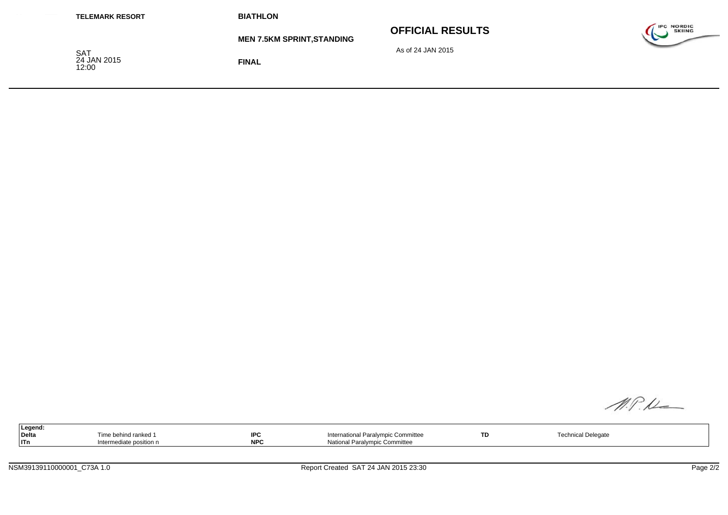TELEMARK RESORT

SAT
24 JAN 2015
12:00

BIATHLON

MEN 7.5KM SPRINT,STANDING

FINAL

# OFFICIAL RESULTS

As of 24 JAN 2015

| Legend: | | | | | |
|---|---|---|---|---|---|
| Delta | Time behind ranked 1 | IPC | International Paralympic Committee | TD | Technical Delegate |
| ITn | Intermediate position n | NPC | National Paralympic Committee | | |

NSM39139110000001_C73A 1.0

Report Created SAT 24 JAN 2015 23:30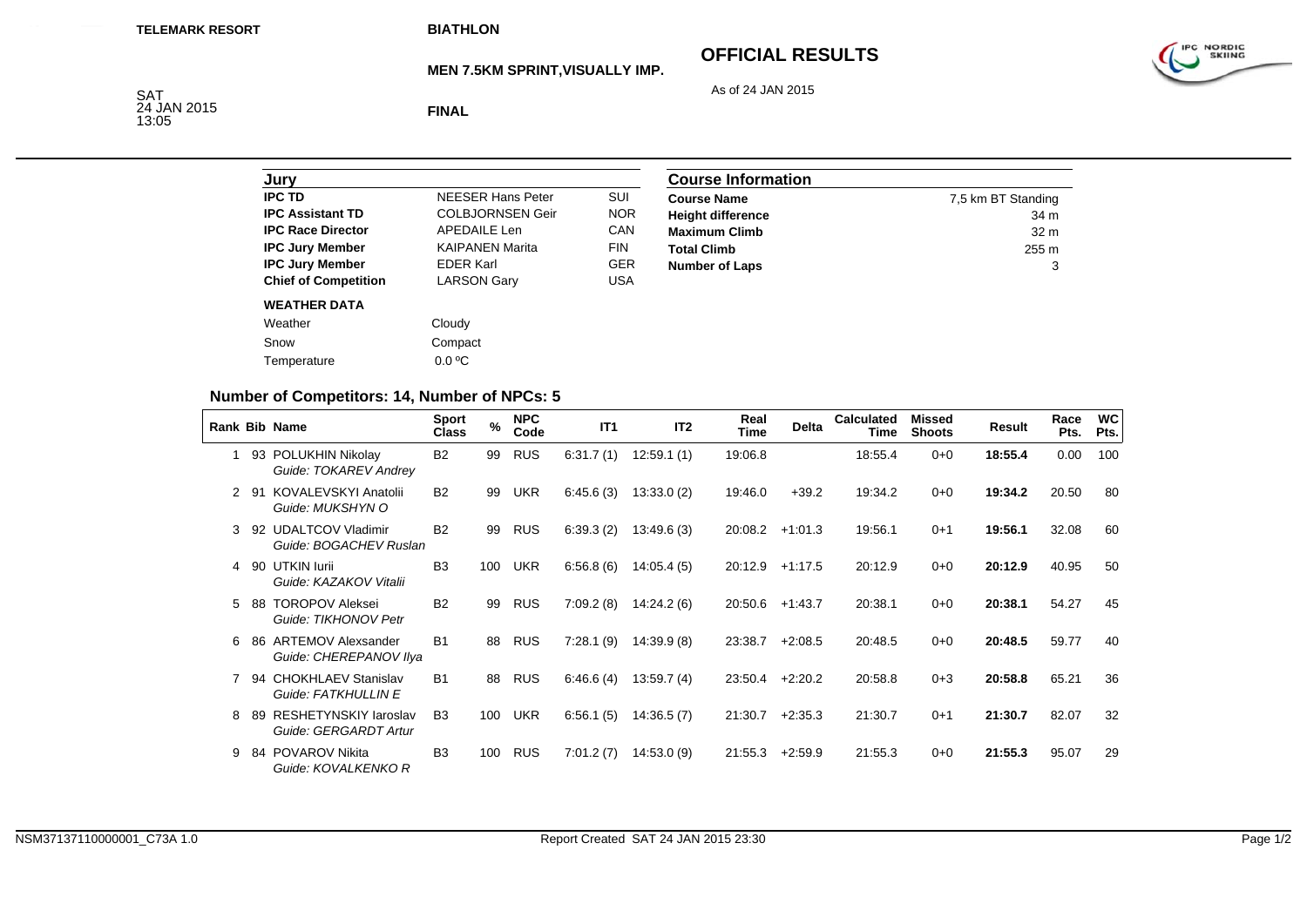TELEMARK RESORT

BIATHLON

# OFFICIAL RESULTS

**MEN 7.5KM SPRINT,VISUALLY IMP.**

As of 24 JAN 2015

SAT
24 JAN 2015
13:05

**FINAL**

| Jury | | |
|---|---|---|
| **IPC TD** | NEESER Hans Peter | SUI |
| **IPC Assistant TD** | COLBJORNSEN Geir | NOR |
| **IPC Race Director** | APEDAILE Len | CAN |
| **IPC Jury Member** | KAIPANEN Marita | FIN |
| **IPC Jury Member** | EDER Karl | GER |
| **Chief of Competition** | LARSON Gary | USA |

| Course Information | |
|---|---|
| **Course Name** | 7,5 km BT Standing |
| **Height difference** | 34 m |
| **Maximum Climb** | 32 m |
| **Total Climb** | 255 m |
| **Number of Laps** | 3 |

**WEATHER DATA**

| | |
|---|---|
| Weather | Cloudy |
| Snow | Compact |
| Temperature | 0.0 ºC |

## Number of Competitors: 14, Number of NPCs: 5

| Rank | Bib | Name | Sport Class | % | NPC Code | IT1 | IT2 | Real Time | Delta | Calculated Time | Missed Shoots | Result | Race Pts. | WC Pts. |
|---|---|---|---|---|---|---|---|---|---|---|---|---|---|---|
| 1 | 93 | POLUKHIN Nikolay<br>*Guide: TOKAREV Andrey* | B2 | 99 | RUS | 6:31.7 (1) | 12:59.1 (1) | 19:06.8 | | 18:55.4 | 0+0 | **18:55.4** | 0.00 | 100 |
| 2 | 91 | KOVALEVSKYI Anatolii<br>*Guide: MUKSHYN O* | B2 | 99 | UKR | 6:45.6 (3) | 13:33.0 (2) | 19:46.0 | +39.2 | 19:34.2 | 0+0 | **19:34.2** | 20.50 | 80 |
| 3 | 92 | UDALTCOV Vladimir<br>*Guide: BOGACHEV Ruslan* | B2 | 99 | RUS | 6:39.3 (2) | 13:49.6 (3) | 20:08.2 | +1:01.3 | 19:56.1 | 0+1 | **19:56.1** | 32.08 | 60 |
| 4 | 90 | UTKIN Iurii<br>*Guide: KAZAKOV Vitalii* | B3 | 100 | UKR | 6:56.8 (6) | 14:05.4 (5) | 20:12.9 | +1:17.5 | 20:12.9 | 0+0 | **20:12.9** | 40.95 | 50 |
| 5 | 88 | TOROPOV Aleksei<br>*Guide: TIKHONOV Petr* | B2 | 99 | RUS | 7:09.2 (8) | 14:24.2 (6) | 20:50.6 | +1:43.7 | 20:38.1 | 0+0 | **20:38.1** | 54.27 | 45 |
| 6 | 86 | ARTEMOV Alexsander<br>*Guide: CHEREPANOV Ilya* | B1 | 88 | RUS | 7:28.1 (9) | 14:39.9 (8) | 23:38.7 | +2:08.5 | 20:48.5 | 0+0 | **20:48.5** | 59.77 | 40 |
| 7 | 94 | CHOKHLAEV Stanislav<br>*Guide: FATKHULLIN E* | B1 | 88 | RUS | 6:46.6 (4) | 13:59.7 (4) | 23:50.4 | +2:20.2 | 20:58.8 | 0+3 | **20:58.8** | 65.21 | 36 |
| 8 | 89 | RESHETYNSKIY Iaroslav<br>*Guide: GERGARDT Artur* | B3 | 100 | UKR | 6:56.1 (5) | 14:36.5 (7) | 21:30.7 | +2:35.3 | 21:30.7 | 0+1 | **21:30.7** | 82.07 | 32 |
| 9 | 84 | POVAROV Nikita<br>*Guide: KOVALKENKO R* | B3 | 100 | RUS | 7:01.2 (7) | 14:53.0 (9) | 21:55.3 | +2:59.9 | 21:55.3 | 0+0 | **21:55.3** | 95.07 | 29 |

NSM37137110000001_C73A 1.0 Report Created SAT 24 JAN 2015 23:30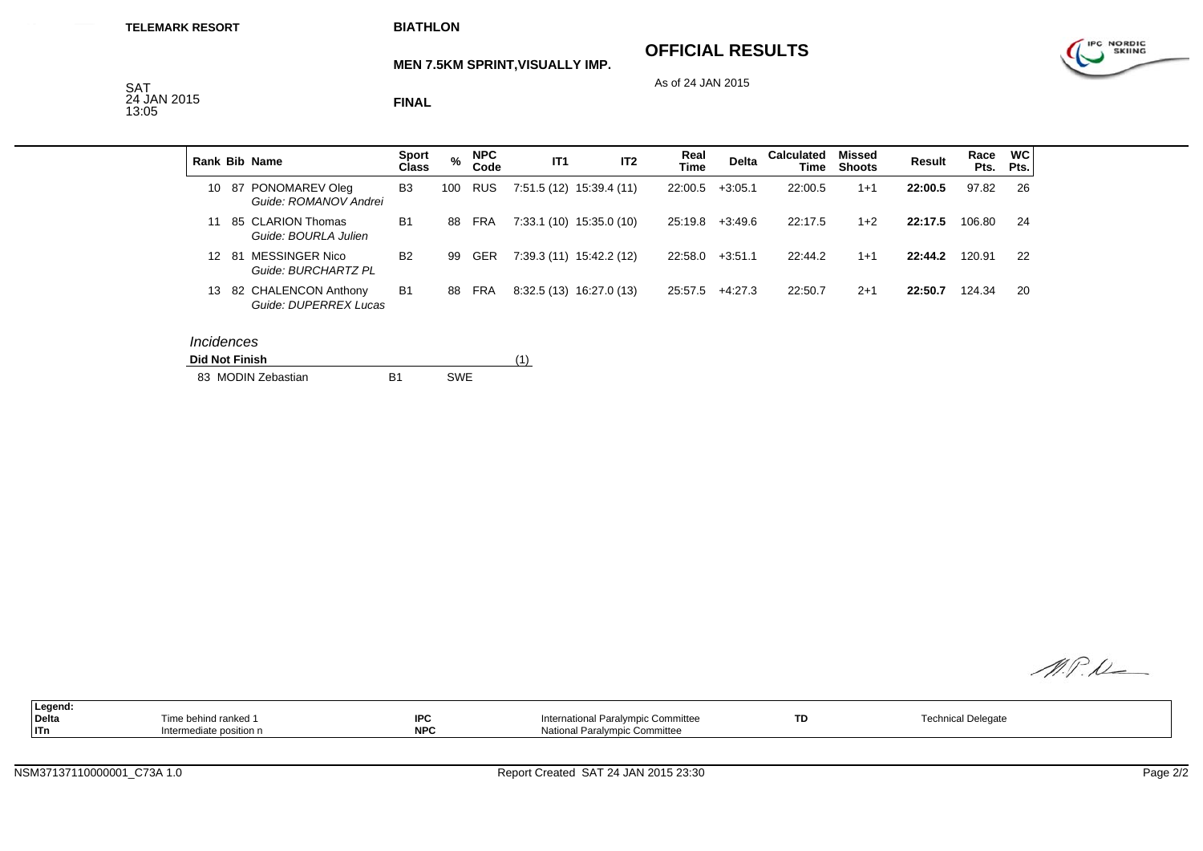TELEMARK RESORT

BIATHLON

# OFFICIAL RESULTS

**MEN 7.5KM SPRINT,VISUALLY IMP.**

As of 24 JAN 2015

SAT
24 JAN 2015
13:05

**FINAL**

| Rank | Bib | Name | Sport Class | % | NPC Code | IT1 | IT2 | Real Time | Delta | Calculated Time | Missed Shoots | Result | Race Pts. | WC Pts. |
|---|---|---|---|---|---|---|---|---|---|---|---|---|---|---|
| 10 | 87 | PONOMAREV Oleg<br>*Guide: ROMANOV Andrei* | B3 | 100 | RUS | 7:51.5 (12) | 15:39.4 (11) | 22:00.5 | +3:05.1 | 22:00.5 | 1+1 | **22:00.5** | 97.82 | 26 |
| 11 | 85 | CLARION Thomas<br>*Guide: BOURLA Julien* | B1 | 88 | FRA | 7:33.1 (10) | 15:35.0 (10) | 25:19.8 | +3:49.6 | 22:17.5 | 1+2 | **22:17.5** | 106.80 | 24 |
| 12 | 81 | MESSINGER Nico<br>*Guide: BURCHARTZ PL* | B2 | 99 | GER | 7:39.3 (11) | 15:42.2 (12) | 22:58.0 | +3:51.1 | 22:44.2 | 1+1 | **22:44.2** | 120.91 | 22 |
| 13 | 82 | CHALENCON Anthony<br>*Guide: DUPERREX Lucas* | B1 | 88 | FRA | 8:32.5 (13) | 16:27.0 (13) | 25:57.5 | +4:27.3 | 22:50.7 | 2+1 | **22:50.7** | 124.34 | 20 |

*Incidences*

**Did Not Finish** (1)

| Bib | Name | Sport Class | NPC Code |
|---|---|---|---|
| 83 | MODIN Zebastian | B1 | SWE |

| Legend: | | | | | |
|---|---|---|---|---|---|
| **Delta** | Time behind ranked 1 | **IPC** | International Paralympic Committee | **TD** | Technical Delegate |
| **ITn** | Intermediate position n | **NPC** | National Paralympic Committee | | |

NSM37137110000001_C73A 1.0

Report Created SAT 24 JAN 2015 23:30